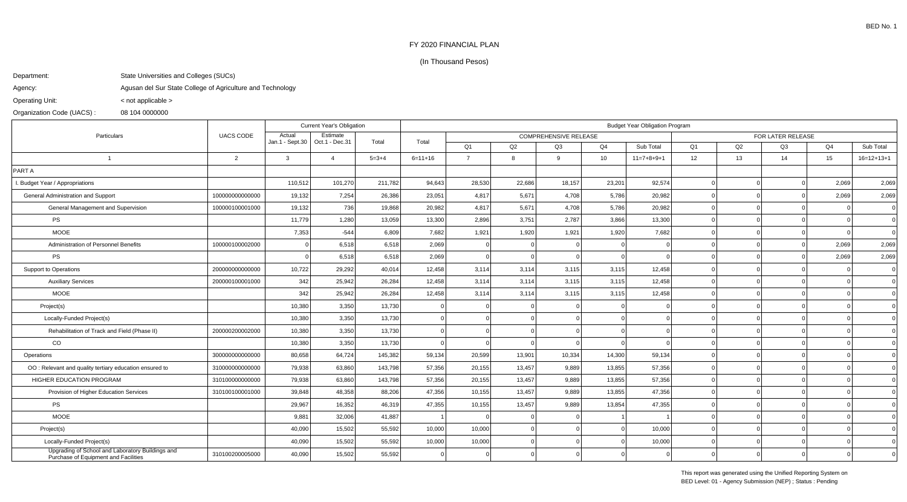BED No. 1

# FY 2020 FINANCIAL PLAN

(In Thousand Pesos)

Department: State Universities and Colleges (SUCs)

Agency: Agusan del Sur State College of Agriculture and Technology

Operating Unit: < not applicable >

Organization Code (UACS) : 08 104 0000000

| Particulars | UACS CODE | Current Year's Obligation | | | Budget Year Obligation Program | | | | | | | | | | | |
|---|---|---|---|---|---|---|---|---|---|---|---|---|---|---|---|
| | | Actual Jan.1 - Sept.30 | Estimate Oct.1 - Dec.31 | Total | Total | COMPREHENSIVE RELEASE | | | | | FOR LATER RELEASE | | | | |
| | | | | | | Q1 | Q2 | Q3 | Q4 | Sub Total | Q1 | Q2 | Q3 | Q4 | Sub Total |
| 1 | 2 | 3 | 4 | 5=3+4 | 6=11+16 | 7 | 8 | 9 | 10 | 11=7+8+9+1 | 12 | 13 | 14 | 15 | 16=12+13+1 |
| PART A | | | | | | | | | | | | | | | |
| I. Budget Year / Appropriations | | 110,512 | 101,270 | 211,782 | 94,643 | 28,530 | 22,686 | 18,157 | 23,201 | 92,574 | 0 | 0 | 0 | 2,069 | 2,069 |
| General Administration and Support | 100000000000000 | 19,132 | 7,254 | 26,386 | 23,051 | 4,817 | 5,671 | 4,708 | 5,786 | 20,982 | 0 | 0 | 0 | 2,069 | 2,069 |
| General Management and Supervision | 100000100001000 | 19,132 | 736 | 19,868 | 20,982 | 4,817 | 5,671 | 4,708 | 5,786 | 20,982 | 0 | 0 | 0 | 0 | 0 |
| PS | | 11,779 | 1,280 | 13,059 | 13,300 | 2,896 | 3,751 | 2,787 | 3,866 | 13,300 | 0 | 0 | 0 | 0 | 0 |
| MOOE | | 7,353 | -544 | 6,809 | 7,682 | 1,921 | 1,920 | 1,921 | 1,920 | 7,682 | 0 | 0 | 0 | 0 | 0 |
| Administration of Personnel Benefits | 100000100002000 | 0 | 6,518 | 6,518 | 2,069 | 0 | 0 | 0 | 0 | 0 | 0 | 0 | 0 | 2,069 | 2,069 |
| PS | | 0 | 6,518 | 6,518 | 2,069 | 0 | 0 | 0 | 0 | 0 | 0 | 0 | 0 | 2,069 | 2,069 |
| Support to Operations | 200000000000000 | 10,722 | 29,292 | 40,014 | 12,458 | 3,114 | 3,114 | 3,115 | 3,115 | 12,458 | 0 | 0 | 0 | 0 | 0 |
| Auxiliary Services | 200000100001000 | 342 | 25,942 | 26,284 | 12,458 | 3,114 | 3,114 | 3,115 | 3,115 | 12,458 | 0 | 0 | 0 | 0 | 0 |
| MOOE | | 342 | 25,942 | 26,284 | 12,458 | 3,114 | 3,114 | 3,115 | 3,115 | 12,458 | 0 | 0 | 0 | 0 | 0 |
| Project(s) | | 10,380 | 3,350 | 13,730 | 0 | 0 | 0 | 0 | 0 | 0 | 0 | 0 | 0 | 0 | 0 |
| Locally-Funded Project(s) | | 10,380 | 3,350 | 13,730 | 0 | 0 | 0 | 0 | 0 | 0 | 0 | 0 | 0 | 0 | 0 |
| Rehabilitation of Track and Field (Phase II) | 200000200002000 | 10,380 | 3,350 | 13,730 | 0 | 0 | 0 | 0 | 0 | 0 | 0 | 0 | 0 | 0 | 0 |
| CO | | 10,380 | 3,350 | 13,730 | 0 | 0 | 0 | 0 | 0 | 0 | 0 | 0 | 0 | 0 | 0 |
| Operations | 300000000000000 | 80,658 | 64,724 | 145,382 | 59,134 | 20,599 | 13,901 | 10,334 | 14,300 | 59,134 | 0 | 0 | 0 | 0 | 0 |
| OO : Relevant and quality tertiary education ensured to | 310000000000000 | 79,938 | 63,860 | 143,798 | 57,356 | 20,155 | 13,457 | 9,889 | 13,855 | 57,356 | 0 | 0 | 0 | 0 | 0 |
| HIGHER EDUCATION PROGRAM | 310100000000000 | 79,938 | 63,860 | 143,798 | 57,356 | 20,155 | 13,457 | 9,889 | 13,855 | 57,356 | 0 | 0 | 0 | 0 | 0 |
| Provision of Higher Education Services | 310100100001000 | 39,848 | 48,358 | 88,206 | 47,356 | 10,155 | 13,457 | 9,889 | 13,855 | 47,356 | 0 | 0 | 0 | 0 | 0 |
| PS | | 29,967 | 16,352 | 46,319 | 47,355 | 10,155 | 13,457 | 9,889 | 13,854 | 47,355 | 0 | 0 | 0 | 0 | 0 |
| MOOE | | 9,881 | 32,006 | 41,887 | 1 | 0 | 0 | 0 | 1 | 1 | 0 | 0 | 0 | 0 | 0 |
| Project(s) | | 40,090 | 15,502 | 55,592 | 10,000 | 10,000 | 0 | 0 | 0 | 10,000 | 0 | 0 | 0 | 0 | 0 |
| Locally-Funded Project(s) | | 40,090 | 15,502 | 55,592 | 10,000 | 10,000 | 0 | 0 | 0 | 10,000 | 0 | 0 | 0 | 0 | 0 |
| Upgrading of School and Laboratory Buildings and Purchase of Equipment and Facilities | 310100200005000 | 40,090 | 15,502 | 55,592 | 0 | 0 | 0 | 0 | 0 | 0 | 0 | 0 | 0 | 0 | 0 |

This report was generated using the Unified Reporting System on
BED Level: 01 - Agency Submission (NEP) ; Status : Pending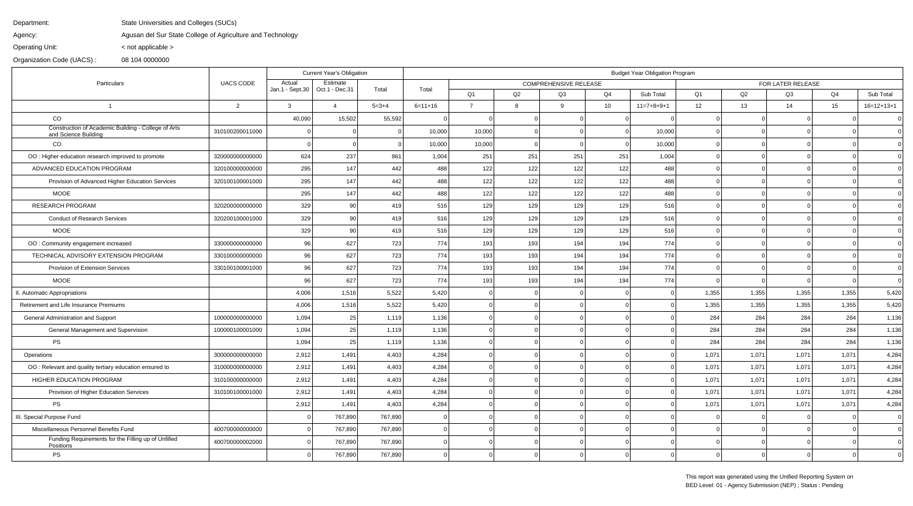Department: State Universities and Colleges (SUCs)

Agency: Agusan del Sur State College of Agriculture and Technology

Operating Unit: < not applicable >

Organization Code (UACS) : 08 104 0000000

| Particulars | UACS CODE | Current Year's Obligation | | | Budget Year Obligation Program | | | | | | | | | | | |
|---|---|---|---|---|---|---|---|---|---|---|---|---|---|---|---|---|
| | | Actual Jan.1 - Sept.30 | Estimate Oct.1 - Dec.31 | Total | Total | COMPREHENSIVE RELEASE | | | | | FOR LATER RELEASE | | | | |
| | | | | | | Q1 | Q2 | Q3 | Q4 | Sub Total | Q1 | Q2 | Q3 | Q4 | Sub Total |
| 1 | 2 | 3 | 4 | 5=3+4 | 6=11+16 | 7 | 8 | 9 | 10 | 11=7+8+9+1 | 12 | 13 | 14 | 15 | 16=12+13+1 |
| CO | | 40,090 | 15,502 | 55,592 | 0 | 0 | 0 | 0 | 0 | 0 | 0 | 0 | 0 | 0 | 0 |
| Construction of Academic Building - College of Arts and Science Building | 310100200011000 | 0 | 0 | 0 | 10,000 | 10,000 | 0 | 0 | 0 | 10,000 | 0 | 0 | 0 | 0 | 0 |
| CO | | 0 | 0 | 0 | 10,000 | 10,000 | 0 | 0 | 0 | 10,000 | 0 | 0 | 0 | 0 | 0 |
| OO : Higher education research improved to promote | 320000000000000 | 624 | 237 | 861 | 1,004 | 251 | 251 | 251 | 251 | 1,004 | 0 | 0 | 0 | 0 | 0 |
| ADVANCED EDUCATION PROGRAM | 320100000000000 | 295 | 147 | 442 | 488 | 122 | 122 | 122 | 122 | 488 | 0 | 0 | 0 | 0 | 0 |
| Provision of Advanced Higher Education Services | 320100100001000 | 295 | 147 | 442 | 488 | 122 | 122 | 122 | 122 | 488 | 0 | 0 | 0 | 0 | 0 |
| MOOE | | 295 | 147 | 442 | 488 | 122 | 122 | 122 | 122 | 488 | 0 | 0 | 0 | 0 | 0 |
| RESEARCH PROGRAM | 320200000000000 | 329 | 90 | 419 | 516 | 129 | 129 | 129 | 129 | 516 | 0 | 0 | 0 | 0 | 0 |
| Conduct of Research Services | 320200100001000 | 329 | 90 | 419 | 516 | 129 | 129 | 129 | 129 | 516 | 0 | 0 | 0 | 0 | 0 |
| MOOE | | 329 | 90 | 419 | 516 | 129 | 129 | 129 | 129 | 516 | 0 | 0 | 0 | 0 | 0 |
| OO : Community engagement increased | 330000000000000 | 96 | 627 | 723 | 774 | 193 | 193 | 194 | 194 | 774 | 0 | 0 | 0 | 0 | 0 |
| TECHNICAL ADVISORY EXTENSION PROGRAM | 330100000000000 | 96 | 627 | 723 | 774 | 193 | 193 | 194 | 194 | 774 | 0 | 0 | 0 | 0 | 0 |
| Provision of Extension Services | 330100100001000 | 96 | 627 | 723 | 774 | 193 | 193 | 194 | 194 | 774 | 0 | 0 | 0 | 0 | 0 |
| MOOE | | 96 | 627 | 723 | 774 | 193 | 193 | 194 | 194 | 774 | 0 | 0 | 0 | 0 | 0 |
| II. Automatic Appropriations | | 4,006 | 1,516 | 5,522 | 5,420 | 0 | 0 | 0 | 0 | 0 | 1,355 | 1,355 | 1,355 | 1,355 | 5,420 |
| Retirement and Life Insurance Premiums | | 4,006 | 1,516 | 5,522 | 5,420 | 0 | 0 | 0 | 0 | 0 | 1,355 | 1,355 | 1,355 | 1,355 | 5,420 |
| General Administration and Support | 100000000000000 | 1,094 | 25 | 1,119 | 1,136 | 0 | 0 | 0 | 0 | 0 | 284 | 284 | 284 | 284 | 1,136 |
| General Management and Supervision | 100000100001000 | 1,094 | 25 | 1,119 | 1,136 | 0 | 0 | 0 | 0 | 0 | 284 | 284 | 284 | 284 | 1,136 |
| PS | | 1,094 | 25 | 1,119 | 1,136 | 0 | 0 | 0 | 0 | 0 | 284 | 284 | 284 | 284 | 1,136 |
| Operations | 300000000000000 | 2,912 | 1,491 | 4,403 | 4,284 | 0 | 0 | 0 | 0 | 0 | 1,071 | 1,071 | 1,071 | 1,071 | 4,284 |
| OO : Relevant and quality tertiary education ensured to | 310000000000000 | 2,912 | 1,491 | 4,403 | 4,284 | 0 | 0 | 0 | 0 | 0 | 1,071 | 1,071 | 1,071 | 1,071 | 4,284 |
| HIGHER EDUCATION PROGRAM | 310100000000000 | 2,912 | 1,491 | 4,403 | 4,284 | 0 | 0 | 0 | 0 | 0 | 1,071 | 1,071 | 1,071 | 1,071 | 4,284 |
| Provision of Higher Education Services | 310100100001000 | 2,912 | 1,491 | 4,403 | 4,284 | 0 | 0 | 0 | 0 | 0 | 1,071 | 1,071 | 1,071 | 1,071 | 4,284 |
| PS | | 2,912 | 1,491 | 4,403 | 4,284 | 0 | 0 | 0 | 0 | 0 | 1,071 | 1,071 | 1,071 | 1,071 | 4,284 |
| III. Special Purpose Fund | | 0 | 767,890 | 767,890 | 0 | 0 | 0 | 0 | 0 | 0 | 0 | 0 | 0 | 0 | 0 |
| Miscellaneous Personnel Benefits Fund | 400700000000000 | 0 | 767,890 | 767,890 | 0 | 0 | 0 | 0 | 0 | 0 | 0 | 0 | 0 | 0 | 0 |
| Funding Requirements for the Filling up of Unfilled Positions | 400700000002000 | 0 | 767,890 | 767,890 | 0 | 0 | 0 | 0 | 0 | 0 | 0 | 0 | 0 | 0 | 0 |
| PS | | 0 | 767,890 | 767,890 | 0 | 0 | 0 | 0 | 0 | 0 | 0 | 0 | 0 | 0 | 0 |

This report was generated using the Unified Reporting System on
BED Level: 01 - Agency Submission (NEP) ; Status : Pending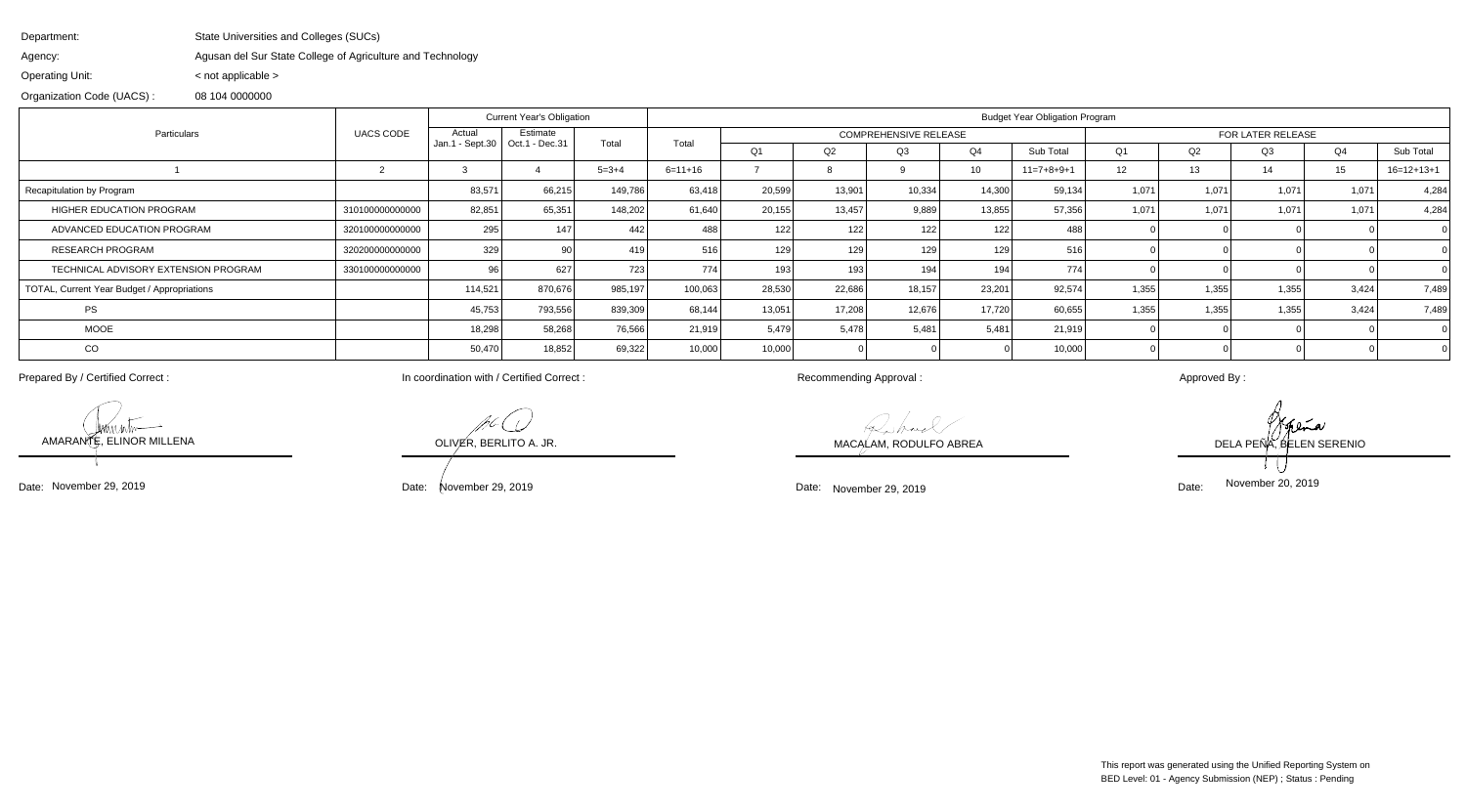Department: State Universities and Colleges (SUCs)

Agency: Agusan del Sur State College of Agriculture and Technology

Operating Unit: < not applicable >

Organization Code (UACS) : 08 104 0000000

| Particulars | UACS CODE | Current Year's Obligation | | | Budget Year Obligation Program | | | | | | | | | | |
|---|---|---|---|---|---|---|---|---|---|---|---|---|---|---|---|
| | | Actual Jan.1 - Sept.30 | Estimate Oct.1 - Dec.31 | Total | Total | COMPREHENSIVE RELEASE | | | | | FOR LATER RELEASE | | | | |
| | | | | | | Q1 | Q2 | Q3 | Q4 | Sub Total | Q1 | Q2 | Q3 | Q4 | Sub Total |
| 1 | 2 | 3 | 4 | 5=3+4 | 6=11+16 | 7 | 8 | 9 | 10 | 11=7+8+9+1 | 12 | 13 | 14 | 15 | 16=12+13+1 |
| Recapitulation by Program | | 83,571 | 66,215 | 149,786 | 63,418 | 20,599 | 13,901 | 10,334 | 14,300 | 59,134 | 1,071 | 1,071 | 1,071 | 1,071 | 4,284 |
| HIGHER EDUCATION PROGRAM | 310100000000000 | 82,851 | 65,351 | 148,202 | 61,640 | 20,155 | 13,457 | 9,889 | 13,855 | 57,356 | 1,071 | 1,071 | 1,071 | 1,071 | 4,284 |
| ADVANCED EDUCATION PROGRAM | 320100000000000 | 295 | 147 | 442 | 488 | 122 | 122 | 122 | 122 | 488 | 0 | 0 | 0 | 0 | 0 |
| RESEARCH PROGRAM | 320200000000000 | 329 | 90 | 419 | 516 | 129 | 129 | 129 | 129 | 516 | 0 | 0 | 0 | 0 | 0 |
| TECHNICAL ADVISORY EXTENSION PROGRAM | 330100000000000 | 96 | 627 | 723 | 774 | 193 | 193 | 194 | 194 | 774 | 0 | 0 | 0 | 0 | 0 |
| TOTAL, Current Year Budget / Appropriations | | 114,521 | 870,676 | 985,197 | 100,063 | 28,530 | 22,686 | 18,157 | 23,201 | 92,574 | 1,355 | 1,355 | 1,355 | 3,424 | 7,489 |
| PS | | 45,753 | 793,556 | 839,309 | 68,144 | 13,051 | 17,208 | 12,676 | 17,720 | 60,655 | 1,355 | 1,355 | 1,355 | 3,424 | 7,489 |
| MOOE | | 18,298 | 58,268 | 76,566 | 21,919 | 5,479 | 5,478 | 5,481 | 5,481 | 21,919 | 0 | 0 | 0 | 0 | 0 |
| CO | | 50,470 | 18,852 | 69,322 | 10,000 | 10,000 | 0 | 0 | 0 | 10,000 | 0 | 0 | 0 | 0 | 0 |

Prepared By / Certified Correct :

AMARANTE, ELINOR MILLENA

Date: November 29, 2019

In coordination with / Certified Correct :

OLIVER, BERLITO A. JR.

Date: November 29, 2019

Recommending Approval :

MACALAM, RODULFO ABREA

Date: November 29, 2019

Approved By :

DELA PEÑA, BELEN SERENIO

Date: November 20, 2019

This report was generated using the Unified Reporting System on
BED Level: 01 - Agency Submission (NEP) ; Status : Pending